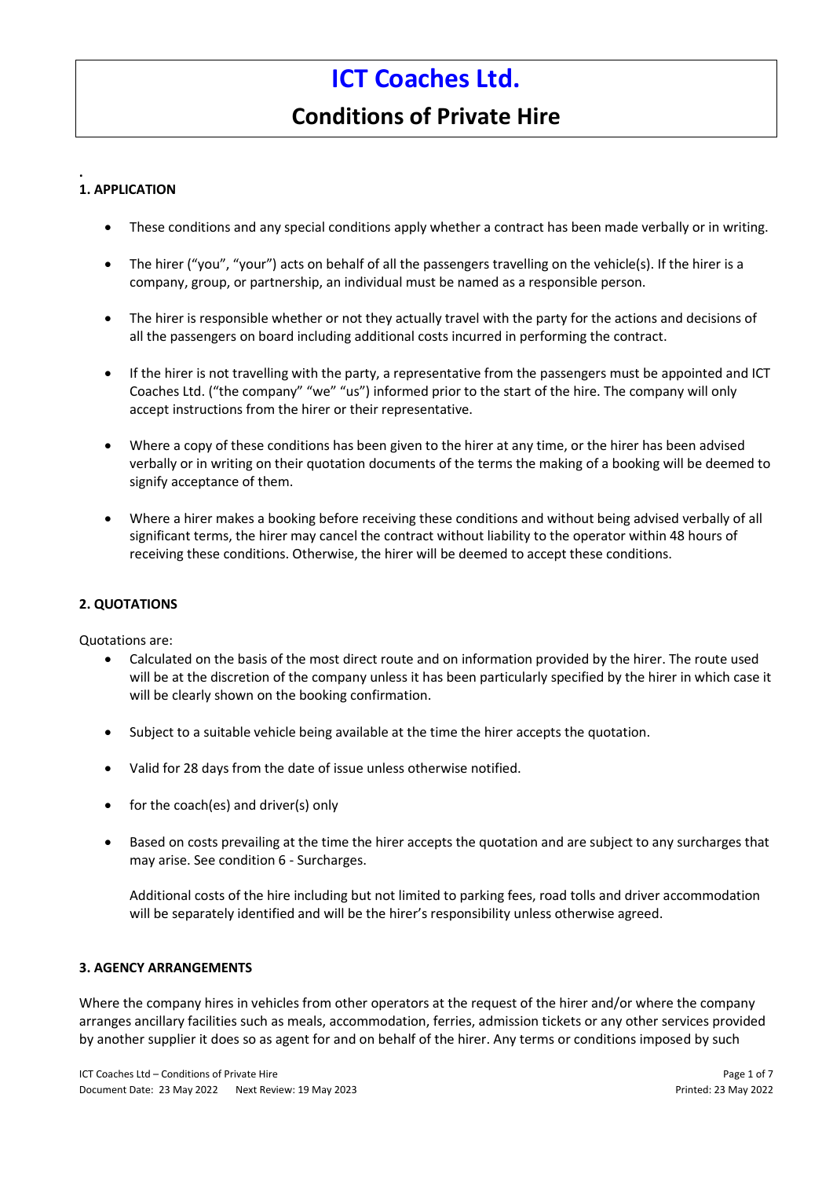# ICT Coaches Ltd.

## Conditions of Private Hire

### 1. APPLICATION

- These conditions and any special conditions apply whether a contract has been made verbally or in writing.
- The hirer ("you", "your") acts on behalf of all the passengers travelling on the vehicle(s). If the hirer is a company, group, or partnership, an individual must be named as a responsible person.
- The hirer is responsible whether or not they actually travel with the party for the actions and decisions of all the passengers on board including additional costs incurred in performing the contract.
- If the hirer is not travelling with the party, a representative from the passengers must be appointed and ICT Coaches Ltd. ("the company" "we" "us") informed prior to the start of the hire. The company will only accept instructions from the hirer or their representative.
- Where a copy of these conditions has been given to the hirer at any time, or the hirer has been advised verbally or in writing on their quotation documents of the terms the making of a booking will be deemed to signify acceptance of them.
- Where a hirer makes a booking before receiving these conditions and without being advised verbally of all significant terms, the hirer may cancel the contract without liability to the operator within 48 hours of receiving these conditions. Otherwise, the hirer will be deemed to accept these conditions.

### 2. QUOTATIONS

Quotations are:

- Calculated on the basis of the most direct route and on information provided by the hirer. The route used will be at the discretion of the company unless it has been particularly specified by the hirer in which case it will be clearly shown on the booking confirmation.
- Subject to a suitable vehicle being available at the time the hirer accepts the quotation.
- Valid for 28 days from the date of issue unless otherwise notified.
- for the coach(es) and driver(s) only
- Based on costs prevailing at the time the hirer accepts the quotation and are subject to any surcharges that may arise. See condition 6 - Surcharges.

  Additional costs of the hire including but not limited to parking fees, road tolls and driver accommodation will be separately identified and will be the hirer's responsibility unless otherwise agreed.

### 3. AGENCY ARRANGEMENTS

Where the company hires in vehicles from other operators at the request of the hirer and/or where the company arranges ancillary facilities such as meals, accommodation, ferries, admission tickets or any other services provided by another supplier it does so as agent for and on behalf of the hirer. Any terms or conditions imposed by such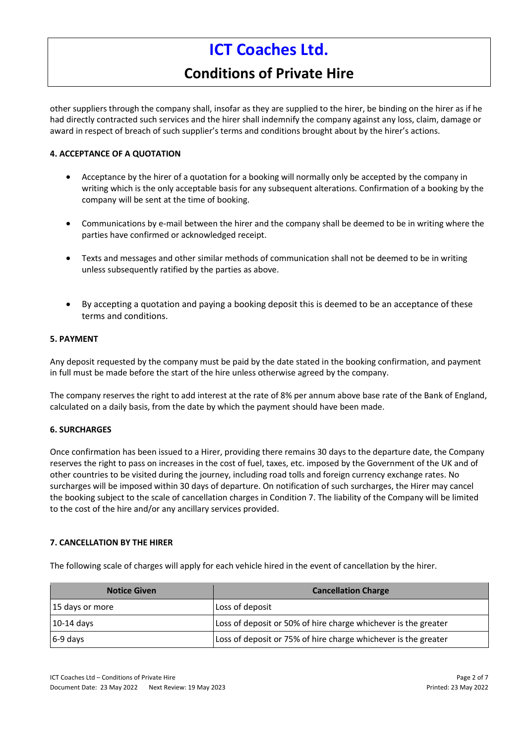other suppliers through the company shall, insofar as they are supplied to the hirer, be binding on the hirer as if he had directly contracted such services and the hirer shall indemnify the company against any loss, claim, damage or award in respect of breach of such supplier's terms and conditions brought about by the hirer's actions.

#### 4. ACCEPTANCE OF A QUOTATION

- Acceptance by the hirer of a quotation for a booking will normally only be accepted by the company in writing which is the only acceptable basis for any subsequent alterations. Confirmation of a booking by the company will be sent at the time of booking.
- Communications by e-mail between the hirer and the company shall be deemed to be in writing where the parties have confirmed or acknowledged receipt.
- Texts and messages and other similar methods of communication shall not be deemed to be in writing unless subsequently ratified by the parties as above.
- By accepting a quotation and paying a booking deposit this is deemed to be an acceptance of these terms and conditions.

#### 5. PAYMENT

Any deposit requested by the company must be paid by the date stated in the booking confirmation, and payment in full must be made before the start of the hire unless otherwise agreed by the company.

The company reserves the right to add interest at the rate of 8% per annum above base rate of the Bank of England, calculated on a daily basis, from the date by which the payment should have been made.

#### 6. SURCHARGES

Once confirmation has been issued to a Hirer, providing there remains 30 days to the departure date, the Company reserves the right to pass on increases in the cost of fuel, taxes, etc. imposed by the Government of the UK and of other countries to be visited during the journey, including road tolls and foreign currency exchange rates. No surcharges will be imposed within 30 days of departure. On notification of such surcharges, the Hirer may cancel the booking subject to the scale of cancellation charges in Condition 7. The liability of the Company will be limited to the cost of the hire and/or any ancillary services provided.

#### 7. CANCELLATION BY THE HIRER

The following scale of charges will apply for each vehicle hired in the event of cancellation by the hirer.

| Notice Given | Cancellation Charge |
|---|---|
| 15 days or more | Loss of deposit |
| 10-14 days | Loss of deposit or 50% of hire charge whichever is the greater |
| 6-9 days | Loss of deposit or 75% of hire charge whichever is the greater |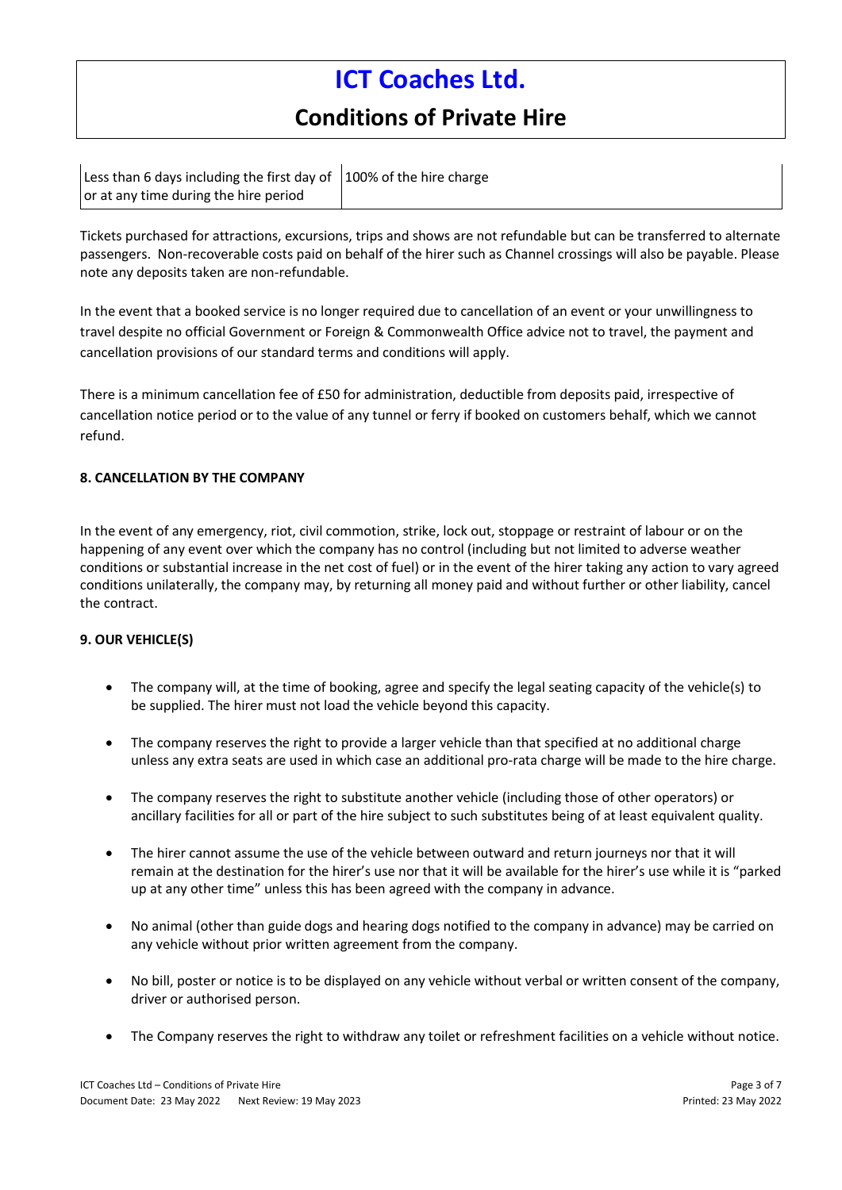| Less than 6 days including the first day of or at any time during the hire period | 100% of the hire charge |
|---|---|

Tickets purchased for attractions, excursions, trips and shows are not refundable but can be transferred to alternate passengers. Non-recoverable costs paid on behalf of the hirer such as Channel crossings will also be payable. Please note any deposits taken are non-refundable.

In the event that a booked service is no longer required due to cancellation of an event or your unwillingness to travel despite no official Government or Foreign & Commonwealth Office advice not to travel, the payment and cancellation provisions of our standard terms and conditions will apply.

There is a minimum cancellation fee of £50 for administration, deductible from deposits paid, irrespective of cancellation notice period or to the value of any tunnel or ferry if booked on customers behalf, which we cannot refund.

**8. CANCELLATION BY THE COMPANY**

In the event of any emergency, riot, civil commotion, strike, lock out, stoppage or restraint of labour or on the happening of any event over which the company has no control (including but not limited to adverse weather conditions or substantial increase in the net cost of fuel) or in the event of the hirer taking any action to vary agreed conditions unilaterally, the company may, by returning all money paid and without further or other liability, cancel the contract.

**9. OUR VEHICLE(S)**

- The company will, at the time of booking, agree and specify the legal seating capacity of the vehicle(s) to be supplied. The hirer must not load the vehicle beyond this capacity.
- The company reserves the right to provide a larger vehicle than that specified at no additional charge unless any extra seats are used in which case an additional pro-rata charge will be made to the hire charge.
- The company reserves the right to substitute another vehicle (including those of other operators) or ancillary facilities for all or part of the hire subject to such substitutes being of at least equivalent quality.
- The hirer cannot assume the use of the vehicle between outward and return journeys nor that it will remain at the destination for the hirer's use nor that it will be available for the hirer's use while it is "parked up at any other time" unless this has been agreed with the company in advance.
- No animal (other than guide dogs and hearing dogs notified to the company in advance) may be carried on any vehicle without prior written agreement from the company.
- No bill, poster or notice is to be displayed on any vehicle without verbal or written consent of the company, driver or authorised person.
- The Company reserves the right to withdraw any toilet or refreshment facilities on a vehicle without notice.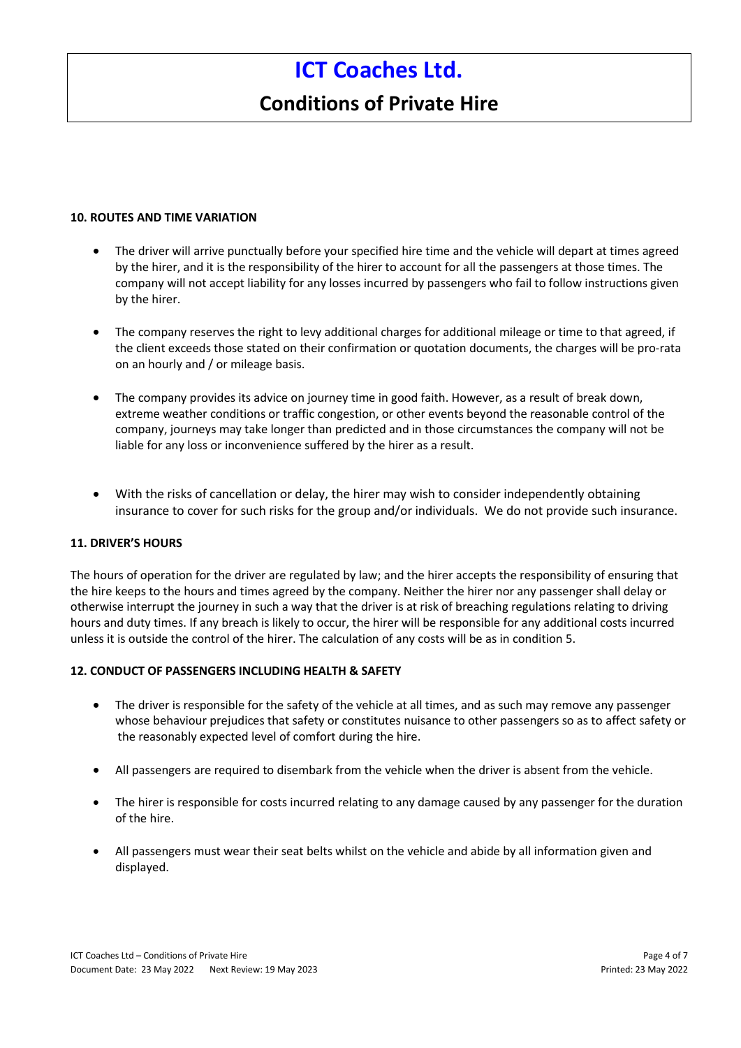**10. ROUTES AND TIME VARIATION**

- The driver will arrive punctually before your specified hire time and the vehicle will depart at times agreed by the hirer, and it is the responsibility of the hirer to account for all the passengers at those times. The company will not accept liability for any losses incurred by passengers who fail to follow instructions given by the hirer.
- The company reserves the right to levy additional charges for additional mileage or time to that agreed, if the client exceeds those stated on their confirmation or quotation documents, the charges will be pro-rata on an hourly and / or mileage basis.
- The company provides its advice on journey time in good faith. However, as a result of break down, extreme weather conditions or traffic congestion, or other events beyond the reasonable control of the company, journeys may take longer than predicted and in those circumstances the company will not be liable for any loss or inconvenience suffered by the hirer as a result.
- With the risks of cancellation or delay, the hirer may wish to consider independently obtaining insurance to cover for such risks for the group and/or individuals. We do not provide such insurance.

**11. DRIVER'S HOURS**

The hours of operation for the driver are regulated by law; and the hirer accepts the responsibility of ensuring that the hire keeps to the hours and times agreed by the company. Neither the hirer nor any passenger shall delay or otherwise interrupt the journey in such a way that the driver is at risk of breaching regulations relating to driving hours and duty times. If any breach is likely to occur, the hirer will be responsible for any additional costs incurred unless it is outside the control of the hirer. The calculation of any costs will be as in condition 5.

**12. CONDUCT OF PASSENGERS INCLUDING HEALTH & SAFETY**

- The driver is responsible for the safety of the vehicle at all times, and as such may remove any passenger whose behaviour prejudices that safety or constitutes nuisance to other passengers so as to affect safety or the reasonably expected level of comfort during the hire.
- All passengers are required to disembark from the vehicle when the driver is absent from the vehicle.
- The hirer is responsible for costs incurred relating to any damage caused by any passenger for the duration of the hire.
- All passengers must wear their seat belts whilst on the vehicle and abide by all information given and displayed.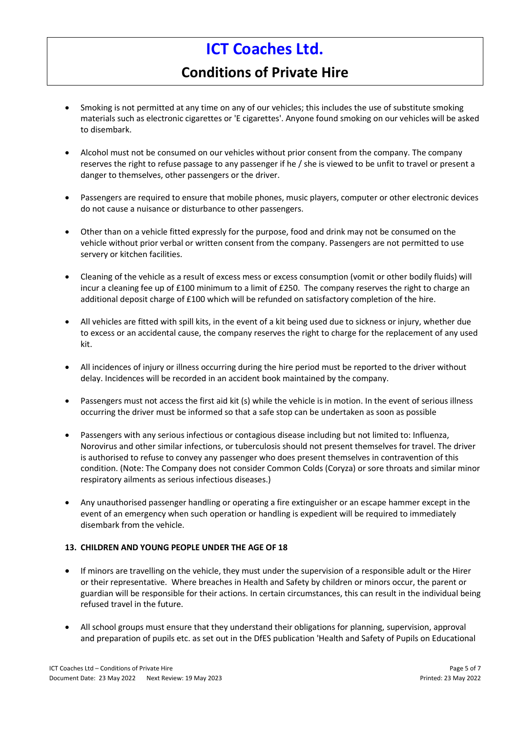- Smoking is not permitted at any time on any of our vehicles; this includes the use of substitute smoking materials such as electronic cigarettes or 'E cigarettes'. Anyone found smoking on our vehicles will be asked to disembark.

- Alcohol must not be consumed on our vehicles without prior consent from the company. The company reserves the right to refuse passage to any passenger if he / she is viewed to be unfit to travel or present a danger to themselves, other passengers or the driver.

- Passengers are required to ensure that mobile phones, music players, computer or other electronic devices do not cause a nuisance or disturbance to other passengers.

- Other than on a vehicle fitted expressly for the purpose, food and drink may not be consumed on the vehicle without prior verbal or written consent from the company. Passengers are not permitted to use servery or kitchen facilities.

- Cleaning of the vehicle as a result of excess mess or excess consumption (vomit or other bodily fluids) will incur a cleaning fee up of £100 minimum to a limit of £250. The company reserves the right to charge an additional deposit charge of £100 which will be refunded on satisfactory completion of the hire.

- All vehicles are fitted with spill kits, in the event of a kit being used due to sickness or injury, whether due to excess or an accidental cause, the company reserves the right to charge for the replacement of any used kit.

- All incidences of injury or illness occurring during the hire period must be reported to the driver without delay. Incidences will be recorded in an accident book maintained by the company.

- Passengers must not access the first aid kit (s) while the vehicle is in motion. In the event of serious illness occurring the driver must be informed so that a safe stop can be undertaken as soon as possible

- Passengers with any serious infectious or contagious disease including but not limited to: Influenza, Norovirus and other similar infections, or tuberculosis should not present themselves for travel. The driver is authorised to refuse to convey any passenger who does present themselves in contravention of this condition. (Note: The Company does not consider Common Colds (Coryza) or sore throats and similar minor respiratory ailments as serious infectious diseases.)

- Any unauthorised passenger handling or operating a fire extinguisher or an escape hammer except in the event of an emergency when such operation or handling is expedient will be required to immediately disembark from the vehicle.

**13. CHILDREN AND YOUNG PEOPLE UNDER THE AGE OF 18**

- If minors are travelling on the vehicle, they must under the supervision of a responsible adult or the Hirer or their representative. Where breaches in Health and Safety by children or minors occur, the parent or guardian will be responsible for their actions. In certain circumstances, this can result in the individual being refused travel in the future.

- All school groups must ensure that they understand their obligations for planning, supervision, approval and preparation of pupils etc. as set out in the DfES publication 'Health and Safety of Pupils on Educational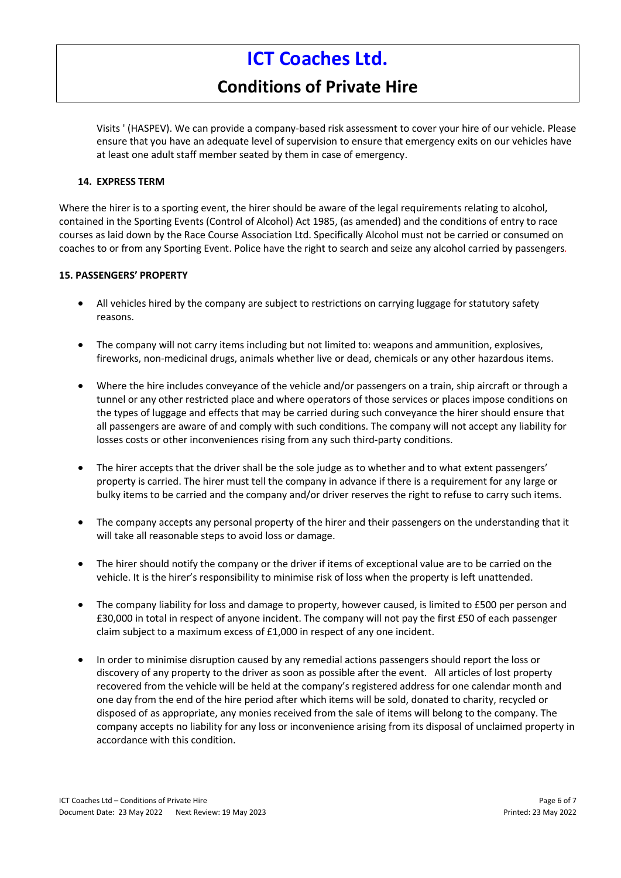Visits ' (HASPEV). We can provide a company-based risk assessment to cover your hire of our vehicle. Please ensure that you have an adequate level of supervision to ensure that emergency exits on our vehicles have at least one adult staff member seated by them in case of emergency.

### 14. EXPRESS TERM

Where the hirer is to a sporting event, the hirer should be aware of the legal requirements relating to alcohol, contained in the Sporting Events (Control of Alcohol) Act 1985, (as amended) and the conditions of entry to race courses as laid down by the Race Course Association Ltd. Specifically Alcohol must not be carried or consumed on coaches to or from any Sporting Event. Police have the right to search and seize any alcohol carried by passengers.

### 15. PASSENGERS' PROPERTY

- All vehicles hired by the company are subject to restrictions on carrying luggage for statutory safety reasons.
- The company will not carry items including but not limited to: weapons and ammunition, explosives, fireworks, non-medicinal drugs, animals whether live or dead, chemicals or any other hazardous items.
- Where the hire includes conveyance of the vehicle and/or passengers on a train, ship aircraft or through a tunnel or any other restricted place and where operators of those services or places impose conditions on the types of luggage and effects that may be carried during such conveyance the hirer should ensure that all passengers are aware of and comply with such conditions. The company will not accept any liability for losses costs or other inconveniences rising from any such third-party conditions.
- The hirer accepts that the driver shall be the sole judge as to whether and to what extent passengers' property is carried. The hirer must tell the company in advance if there is a requirement for any large or bulky items to be carried and the company and/or driver reserves the right to refuse to carry such items.
- The company accepts any personal property of the hirer and their passengers on the understanding that it will take all reasonable steps to avoid loss or damage.
- The hirer should notify the company or the driver if items of exceptional value are to be carried on the vehicle. It is the hirer's responsibility to minimise risk of loss when the property is left unattended.
- The company liability for loss and damage to property, however caused, is limited to £500 per person and £30,000 in total in respect of anyone incident. The company will not pay the first £50 of each passenger claim subject to a maximum excess of £1,000 in respect of any one incident.
- In order to minimise disruption caused by any remedial actions passengers should report the loss or discovery of any property to the driver as soon as possible after the event. All articles of lost property recovered from the vehicle will be held at the company's registered address for one calendar month and one day from the end of the hire period after which items will be sold, donated to charity, recycled or disposed of as appropriate, any monies received from the sale of items will belong to the company. The company accepts no liability for any loss or inconvenience arising from its disposal of unclaimed property in accordance with this condition.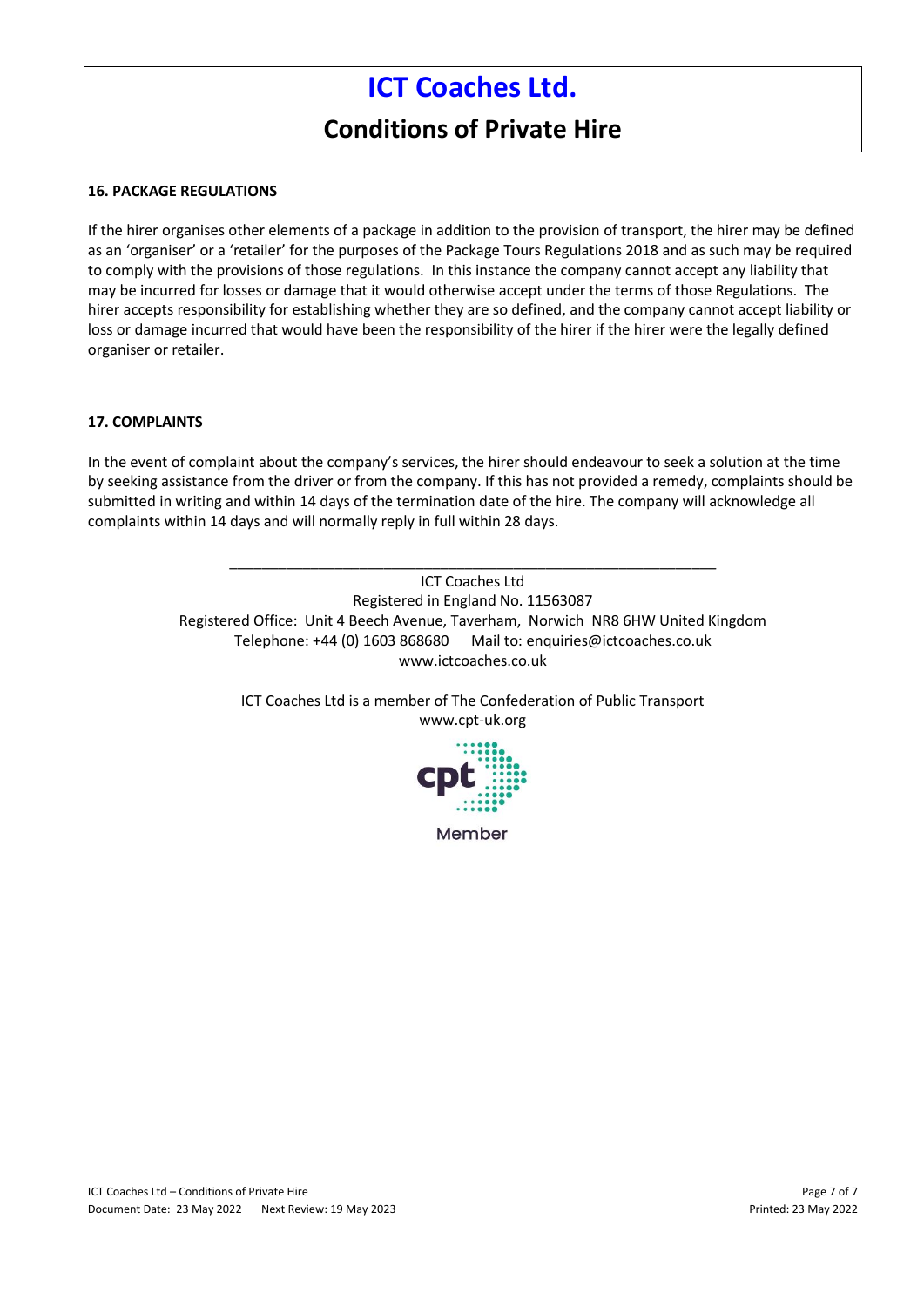# ICT Coaches Ltd.

## Conditions of Private Hire

### 16. PACKAGE REGULATIONS

If the hirer organises other elements of a package in addition to the provision of transport, the hirer may be defined as an 'organiser' or a 'retailer' for the purposes of the Package Tours Regulations 2018 and as such may be required to comply with the provisions of those regulations. In this instance the company cannot accept any liability that may be incurred for losses or damage that it would otherwise accept under the terms of those Regulations. The hirer accepts responsibility for establishing whether they are so defined, and the company cannot accept liability or loss or damage incurred that would have been the responsibility of the hirer if the hirer were the legally defined organiser or retailer.

### 17. COMPLAINTS

In the event of complaint about the company's services, the hirer should endeavour to seek a solution at the time by seeking assistance from the driver or from the company. If this has not provided a remedy, complaints should be submitted in writing and within 14 days of the termination date of the hire. The company will acknowledge all complaints within 14 days and will normally reply in full within 28 days.

---

ICT Coaches Ltd
Registered in England No. 11563087
Registered Office: Unit 4 Beech Avenue, Taverham, Norwich NR8 6HW United Kingdom
Telephone: +44 (0) 1603 868680 Mail to: enquiries@ictcoaches.co.uk
www.ictcoaches.co.uk

ICT Coaches Ltd is a member of The Confederation of Public Transport
www.cpt-uk.org

cpt
Member

ICT Coaches Ltd – Conditions of Private Hire
Document Date: 23 May 2022 Next Review: 19 May 2023
Printed: 23 May 2022